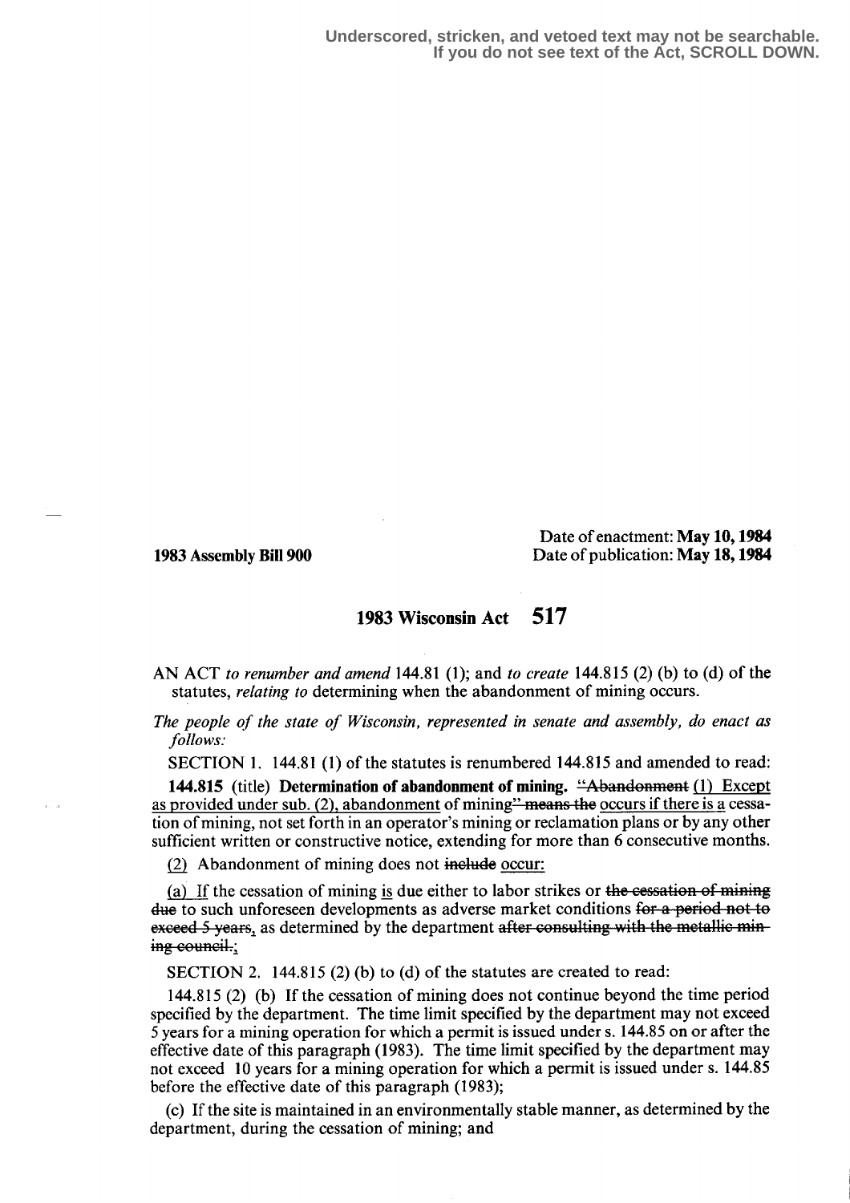Underscored, stricken, and vetoed text may not be searchable.
If you do not see text of the Act, SCROLL DOWN.

**1983 Assembly Bill 900**

Date of enactment: **May 10, 1984**
Date of publication: **May 18, 1984**

# 1983 Wisconsin Act 517

AN ACT *to renumber and amend* 144.81 (1); and *to create* 144.815 (2) (b) to (d) of the statutes, *relating to* determining when the abandonment of mining occurs.

*The people of the state of Wisconsin, represented in senate and assembly, do enact as follows:*

SECTION 1. 144.81 (1) of the statutes is renumbered 144.815 and amended to read:

**144.815** (title) **Determination of abandonment of mining.** ~~"Abandonment~~ (1) Except as provided under sub. (2), abandonment of mining~~" means the~~ occurs if there is a cessation of mining, not set forth in an operator's mining or reclamation plans or by any other sufficient written or constructive notice, extending for more than 6 consecutive months.

(2) Abandonment of mining does not ~~include~~ occur:

(a) If the cessation of mining is due either to labor strikes or ~~the cessation of mining due~~ to such unforeseen developments as adverse market conditions ~~for a period not to exceed 5 years~~, as determined by the department ~~after consulting with the metallic mining council.~~;

SECTION 2. 144.815 (2) (b) to (d) of the statutes are created to read:

144.815 (2) (b) If the cessation of mining does not continue beyond the time period specified by the department. The time limit specified by the department may not exceed 5 years for a mining operation for which a permit is issued under s. 144.85 on or after the effective date of this paragraph (1983). The time limit specified by the department may not exceed 10 years for a mining operation for which a permit is issued under s. 144.85 before the effective date of this paragraph (1983);

(c) If the site is maintained in an environmentally stable manner, as determined by the department, during the cessation of mining; and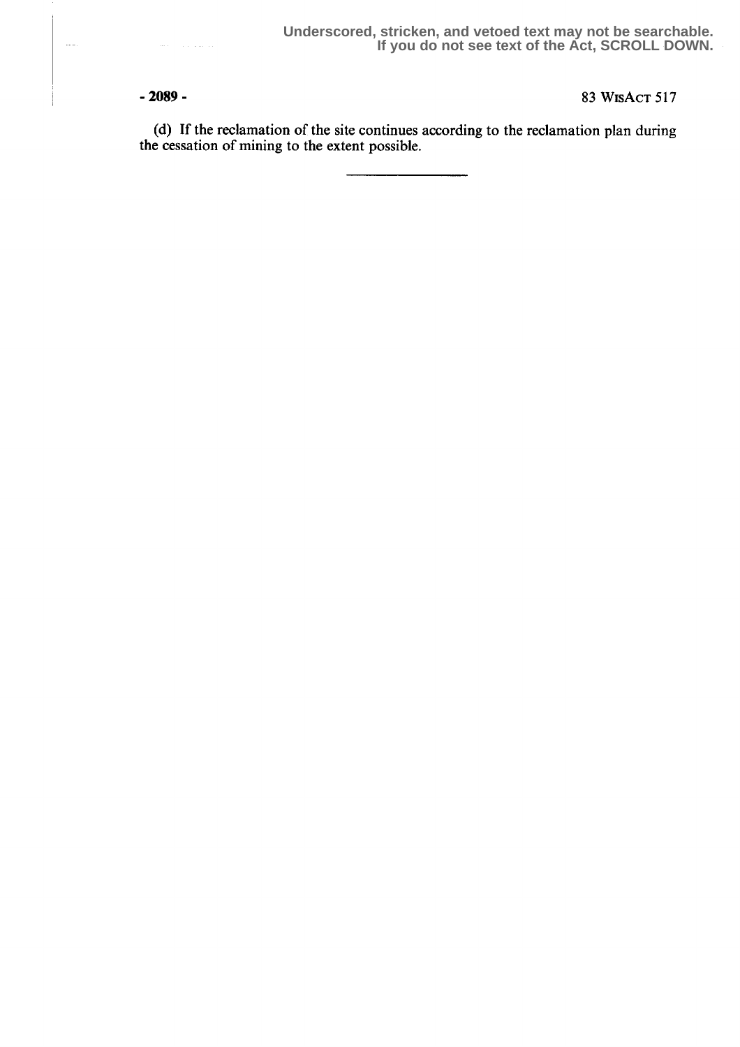(d) If the reclamation of the site continues according to the reclamation plan during the cessation of mining to the extent possible.